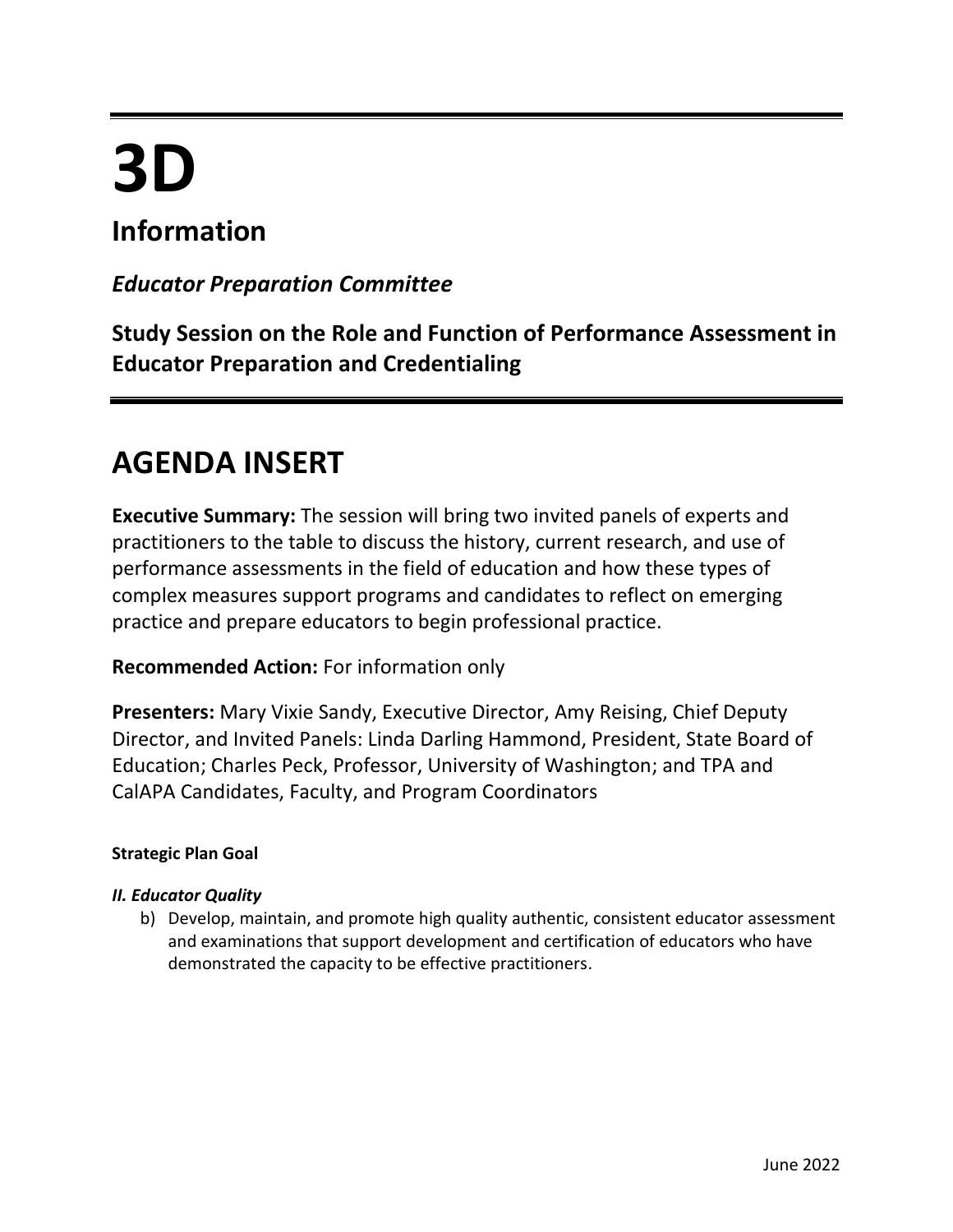# 3D

## Information

### *Educator Preparation Committee*

### Study Session on the Role and Function of Performance Assessment in Educator Preparation and Credentialing

## AGENDA INSERT

**Executive Summary:** The session will bring two invited panels of experts and practitioners to the table to discuss the history, current research, and use of performance assessments in the field of education and how these types of complex measures support programs and candidates to reflect on emerging practice and prepare educators to begin professional practice.

**Recommended Action:** For information only

**Presenters:** Mary Vixie Sandy, Executive Director, Amy Reising, Chief Deputy Director, and Invited Panels: Linda Darling Hammond, President, State Board of Education; Charles Peck, Professor, University of Washington; and TPA and CalAPA Candidates, Faculty, and Program Coordinators

**Strategic Plan Goal**

***II. Educator Quality***

b) Develop, maintain, and promote high quality authentic, consistent educator assessment and examinations that support development and certification of educators who have demonstrated the capacity to be effective practitioners.

June 2022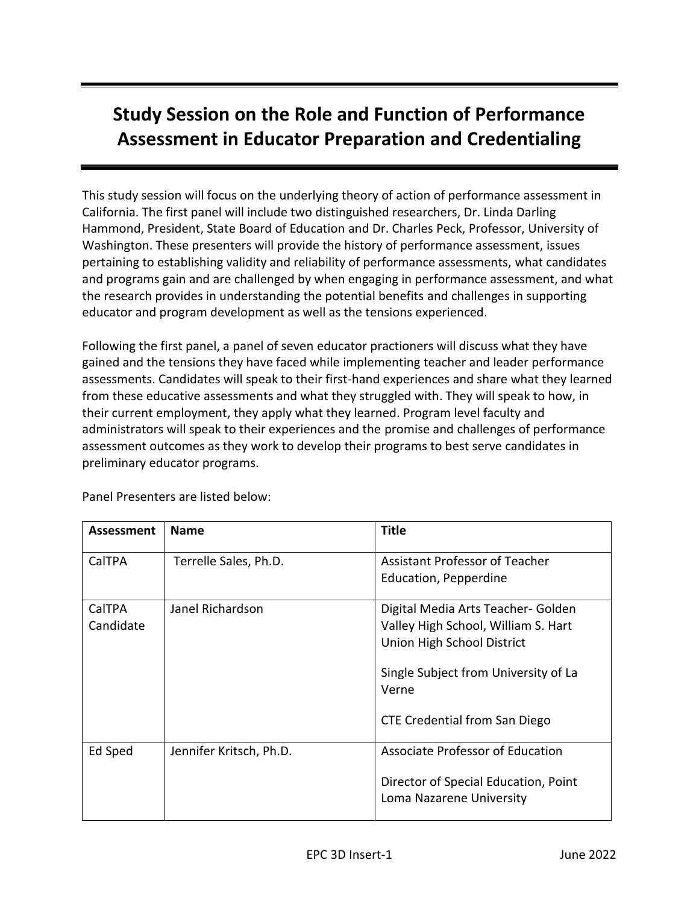# Study Session on the Role and Function of Performance Assessment in Educator Preparation and Credentialing

This study session will focus on the underlying theory of action of performance assessment in California. The first panel will include two distinguished researchers, Dr. Linda Darling Hammond, President, State Board of Education and Dr. Charles Peck, Professor, University of Washington. These presenters will provide the history of performance assessment, issues pertaining to establishing validity and reliability of performance assessments, what candidates and programs gain and are challenged by when engaging in performance assessment, and what the research provides in understanding the potential benefits and challenges in supporting educator and program development as well as the tensions experienced.

Following the first panel, a panel of seven educator practioners will discuss what they have gained and the tensions they have faced while implementing teacher and leader performance assessments. Candidates will speak to their first-hand experiences and share what they learned from these educative assessments and what they struggled with. They will speak to how, in their current employment, they apply what they learned. Program level faculty and administrators will speak to their experiences and the promise and challenges of performance assessment outcomes as they work to develop their programs to best serve candidates in preliminary educator programs.

Panel Presenters are listed below:

| Assessment | Name | Title |
|---|---|---|
| CalTPA | Terrelle Sales, Ph.D. | Assistant Professor of Teacher Education, Pepperdine |
| CalTPA Candidate | Janel Richardson | Digital Media Arts Teacher- Golden Valley High School, William S. Hart Union High School District<br><br>Single Subject from University of La Verne<br><br>CTE Credential from San Diego |
| Ed Sped | Jennifer Kritsch, Ph.D. | Associate Professor of Education<br><br>Director of Special Education, Point Loma Nazarene University |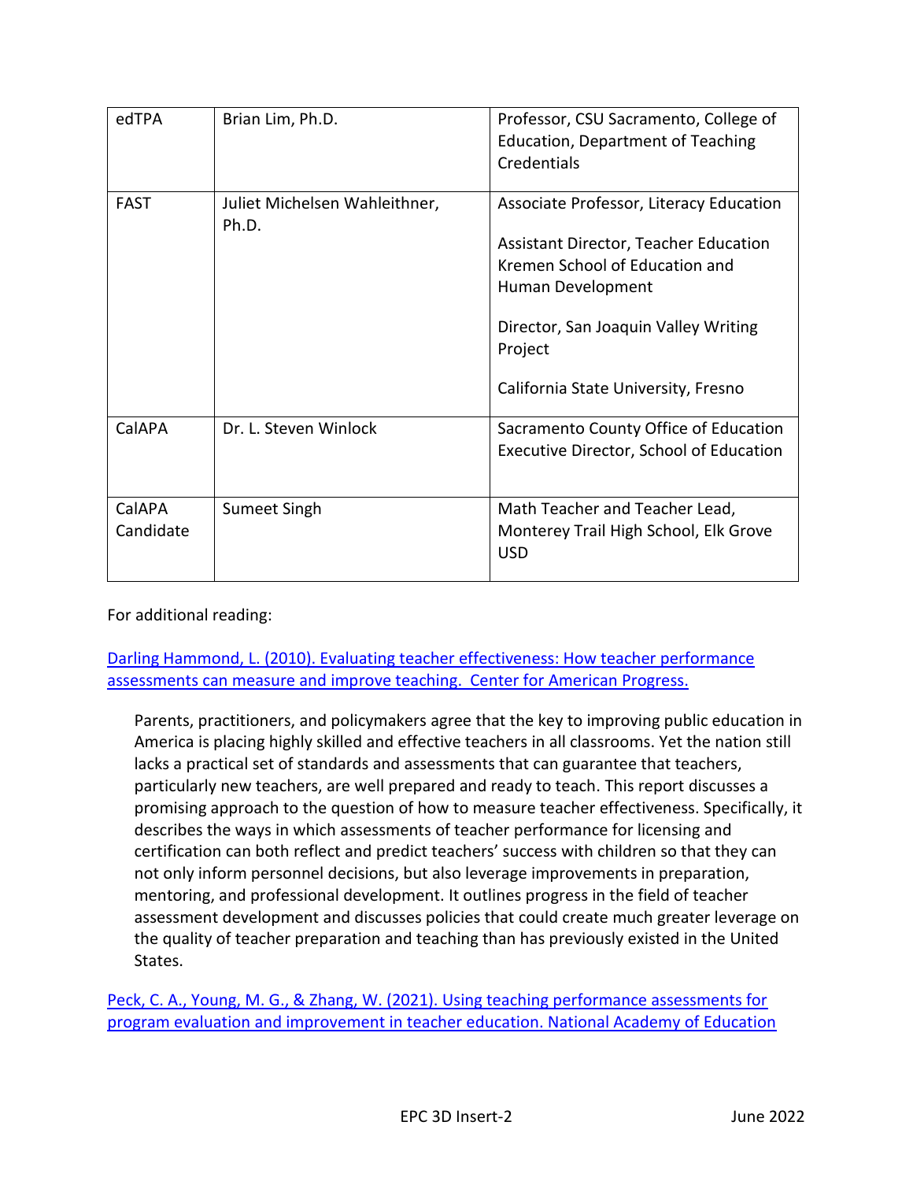| edTPA | Brian Lim, Ph.D. | Professor, CSU Sacramento, College of Education, Department of Teaching Credentials |
|---|---|---|
| FAST | Juliet Michelsen Wahleithner, Ph.D. | Associate Professor, Literacy Education<br><br>Assistant Director, Teacher Education Kremen School of Education and Human Development<br><br>Director, San Joaquin Valley Writing Project<br><br>California State University, Fresno |
| CalAPA | Dr. L. Steven Winlock | Sacramento County Office of Education Executive Director, School of Education |
| CalAPA Candidate | Sumeet Singh | Math Teacher and Teacher Lead, Monterey Trail High School, Elk Grove USD |

For additional reading:

Darling Hammond, L. (2010). Evaluating teacher effectiveness: How teacher performance assessments can measure and improve teaching. Center for American Progress.

> Parents, practitioners, and policymakers agree that the key to improving public education in America is placing highly skilled and effective teachers in all classrooms. Yet the nation still lacks a practical set of standards and assessments that can guarantee that teachers, particularly new teachers, are well prepared and ready to teach. This report discusses a promising approach to the question of how to measure teacher effectiveness. Specifically, it describes the ways in which assessments of teacher performance for licensing and certification can both reflect and predict teachers' success with children so that they can not only inform personnel decisions, but also leverage improvements in preparation, mentoring, and professional development. It outlines progress in the field of teacher assessment development and discusses policies that could create much greater leverage on the quality of teacher preparation and teaching than has previously existed in the United States.

Peck, C. A., Young, M. G., & Zhang, W. (2021). Using teaching performance assessments for program evaluation and improvement in teacher education. National Academy of Education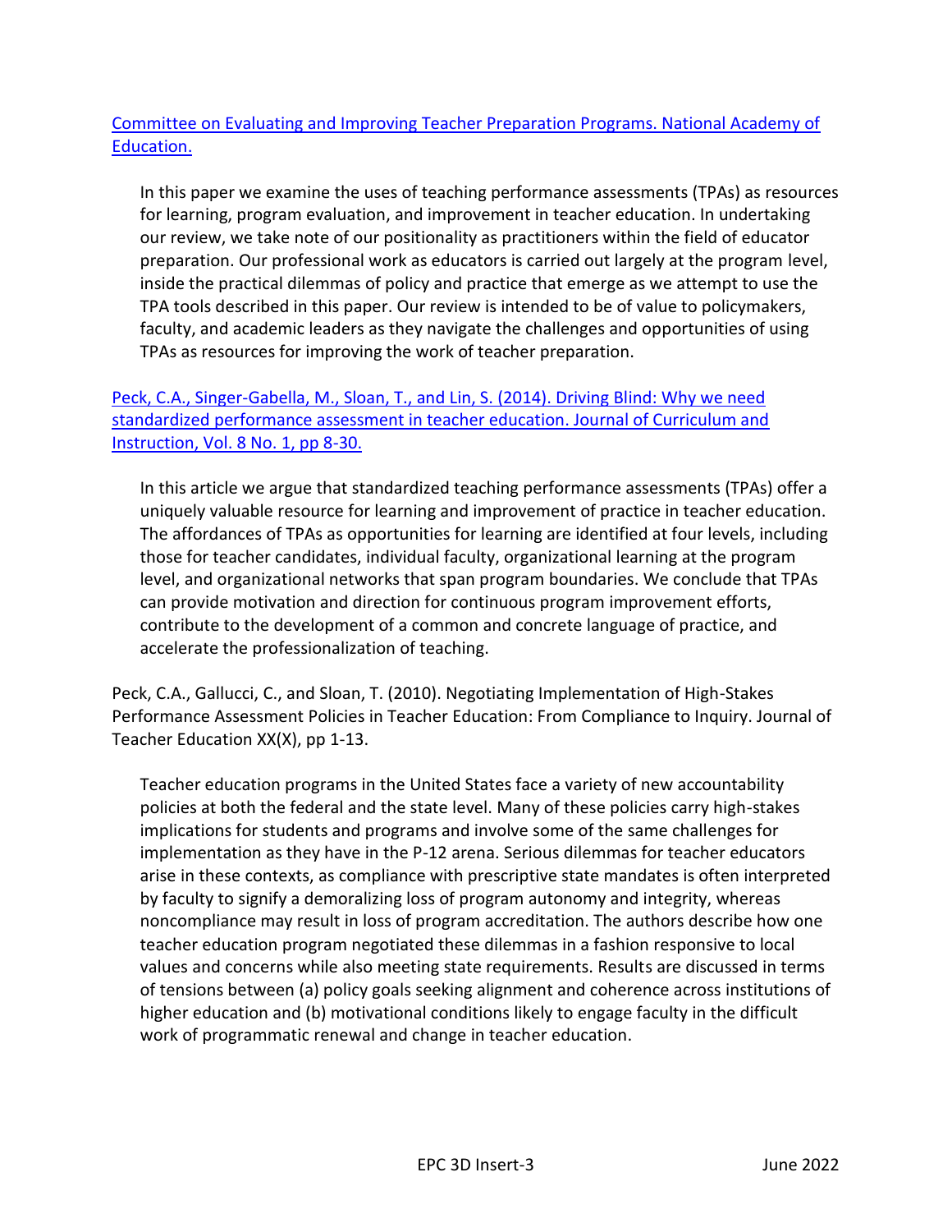Committee on Evaluating and Improving Teacher Preparation Programs. National Academy of Education.

> In this paper we examine the uses of teaching performance assessments (TPAs) as resources for learning, program evaluation, and improvement in teacher education. In undertaking our review, we take note of our positionality as practitioners within the field of educator preparation. Our professional work as educators is carried out largely at the program level, inside the practical dilemmas of policy and practice that emerge as we attempt to use the TPA tools described in this paper. Our review is intended to be of value to policymakers, faculty, and academic leaders as they navigate the challenges and opportunities of using TPAs as resources for improving the work of teacher preparation.

Peck, C.A., Singer-Gabella, M., Sloan, T., and Lin, S. (2014). Driving Blind: Why we need standardized performance assessment in teacher education. Journal of Curriculum and Instruction, Vol. 8 No. 1, pp 8-30.

> In this article we argue that standardized teaching performance assessments (TPAs) offer a uniquely valuable resource for learning and improvement of practice in teacher education. The affordances of TPAs as opportunities for learning are identified at four levels, including those for teacher candidates, individual faculty, organizational learning at the program level, and organizational networks that span program boundaries. We conclude that TPAs can provide motivation and direction for continuous program improvement efforts, contribute to the development of a common and concrete language of practice, and accelerate the professionalization of teaching.

Peck, C.A., Gallucci, C., and Sloan, T. (2010). Negotiating Implementation of High-Stakes Performance Assessment Policies in Teacher Education: From Compliance to Inquiry. Journal of Teacher Education XX(X), pp 1-13.

> Teacher education programs in the United States face a variety of new accountability policies at both the federal and the state level. Many of these policies carry high-stakes implications for students and programs and involve some of the same challenges for implementation as they have in the P-12 arena. Serious dilemmas for teacher educators arise in these contexts, as compliance with prescriptive state mandates is often interpreted by faculty to signify a demoralizing loss of program autonomy and integrity, whereas noncompliance may result in loss of program accreditation. The authors describe how one teacher education program negotiated these dilemmas in a fashion responsive to local values and concerns while also meeting state requirements. Results are discussed in terms of tensions between (a) policy goals seeking alignment and coherence across institutions of higher education and (b) motivational conditions likely to engage faculty in the difficult work of programmatic renewal and change in teacher education.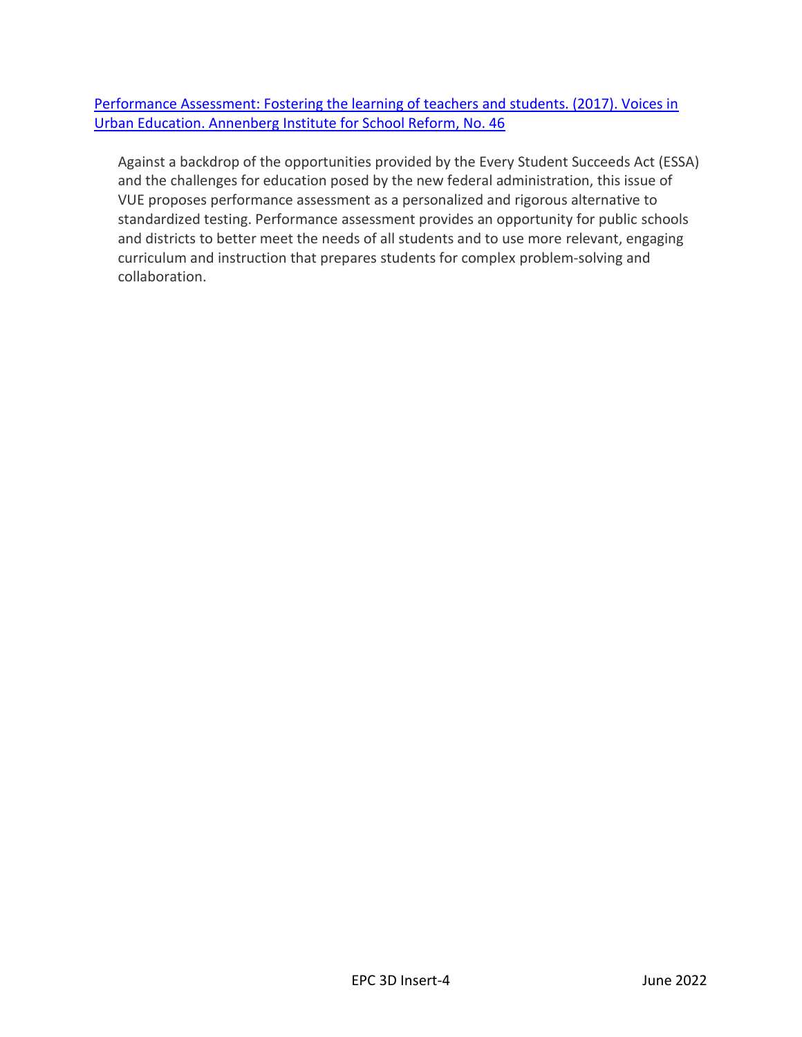[Performance Assessment: Fostering the learning of teachers and students. (2017). Voices in Urban Education. Annenberg Institute for School Reform, No. 46]

Against a backdrop of the opportunities provided by the Every Student Succeeds Act (ESSA) and the challenges for education posed by the new federal administration, this issue of VUE proposes performance assessment as a personalized and rigorous alternative to standardized testing. Performance assessment provides an opportunity for public schools and districts to better meet the needs of all students and to use more relevant, engaging curriculum and instruction that prepares students for complex problem-solving and collaboration.